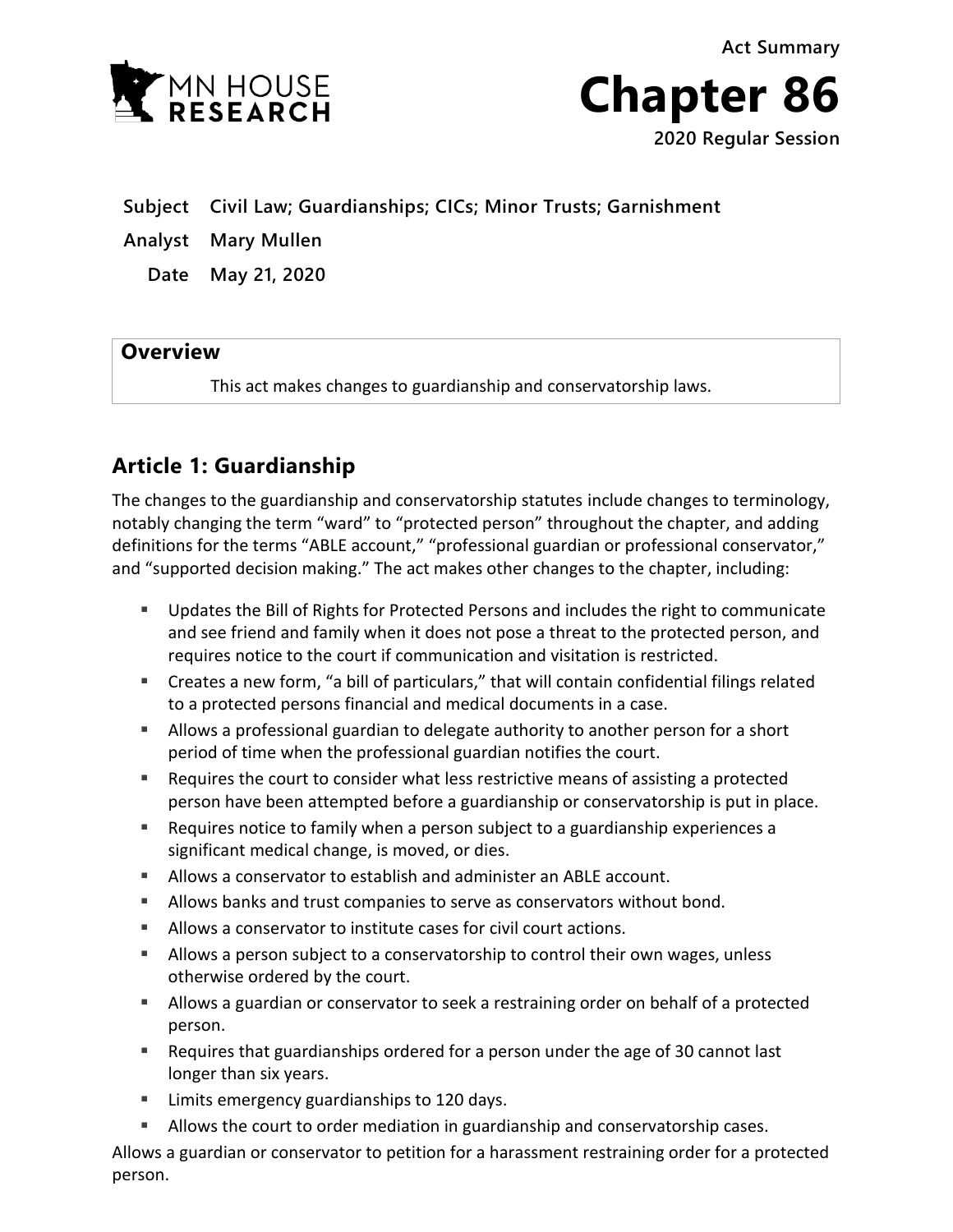Act Summary

# Chapter 86

**2020 Regular Session**

| | |
|---|---|
| **Subject** | **Civil Law; Guardianships; CICs; Minor Trusts; Garnishment** |
| **Analyst** | **Mary Mullen** |
| **Date** | **May 21, 2020** |

## Overview

This act makes changes to guardianship and conservatorship laws.

## Article 1: Guardianship

The changes to the guardianship and conservatorship statutes include changes to terminology, notably changing the term "ward" to "protected person" throughout the chapter, and adding definitions for the terms "ABLE account," "professional guardian or professional conservator," and "supported decision making." The act makes other changes to the chapter, including:

- Updates the Bill of Rights for Protected Persons and includes the right to communicate and see friend and family when it does not pose a threat to the protected person, and requires notice to the court if communication and visitation is restricted.
- Creates a new form, "a bill of particulars," that will contain confidential filings related to a protected persons financial and medical documents in a case.
- Allows a professional guardian to delegate authority to another person for a short period of time when the professional guardian notifies the court.
- Requires the court to consider what less restrictive means of assisting a protected person have been attempted before a guardianship or conservatorship is put in place.
- Requires notice to family when a person subject to a guardianship experiences a significant medical change, is moved, or dies.
- Allows a conservator to establish and administer an ABLE account.
- Allows banks and trust companies to serve as conservators without bond.
- Allows a conservator to institute cases for civil court actions.
- Allows a person subject to a conservatorship to control their own wages, unless otherwise ordered by the court.
- Allows a guardian or conservator to seek a restraining order on behalf of a protected person.
- Requires that guardianships ordered for a person under the age of 30 cannot last longer than six years.
- Limits emergency guardianships to 120 days.
- Allows the court to order mediation in guardianship and conservatorship cases.

Allows a guardian or conservator to petition for a harassment restraining order for a protected person.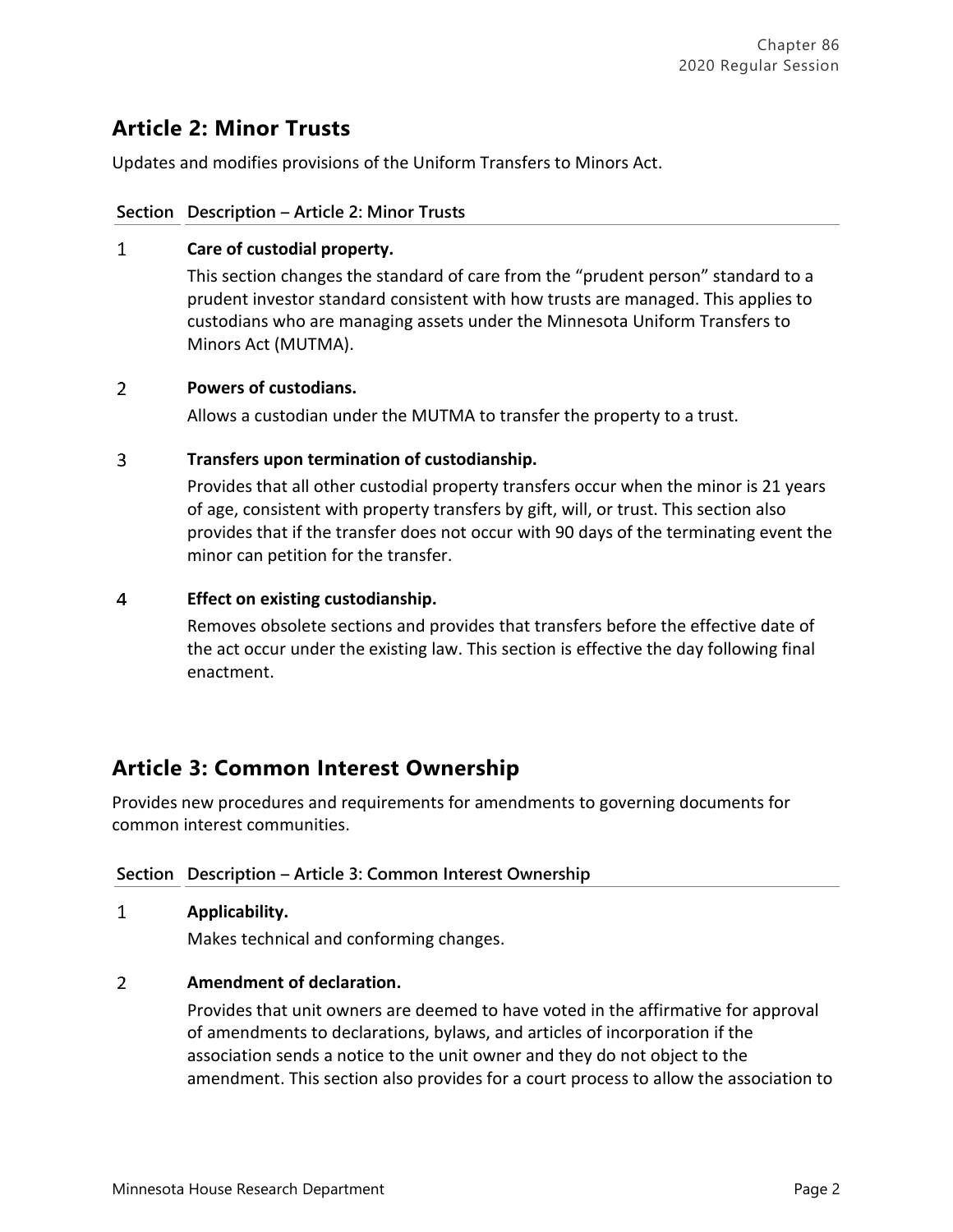## Article 2: Minor Trusts

Updates and modifies provisions of the Uniform Transfers to Minors Act.

| Section | Description – Article 2: Minor Trusts |
|---|---|
| 1 | **Care of custodial property.** This section changes the standard of care from the "prudent person" standard to a prudent investor standard consistent with how trusts are managed. This applies to custodians who are managing assets under the Minnesota Uniform Transfers to Minors Act (MUTMA). |
| 2 | **Powers of custodians.** Allows a custodian under the MUTMA to transfer the property to a trust. |
| 3 | **Transfers upon termination of custodianship.** Provides that all other custodial property transfers occur when the minor is 21 years of age, consistent with property transfers by gift, will, or trust. This section also provides that if the transfer does not occur with 90 days of the terminating event the minor can petition for the transfer. |
| 4 | **Effect on existing custodianship.** Removes obsolete sections and provides that transfers before the effective date of the act occur under the existing law. This section is effective the day following final enactment. |

## Article 3: Common Interest Ownership

Provides new procedures and requirements for amendments to governing documents for common interest communities.

| Section | Description – Article 3: Common Interest Ownership |
|---|---|
| 1 | **Applicability.** Makes technical and conforming changes. |
| 2 | **Amendment of declaration.** Provides that unit owners are deemed to have voted in the affirmative for approval of amendments to declarations, bylaws, and articles of incorporation if the association sends a notice to the unit owner and they do not object to the amendment. This section also provides for a court process to allow the association to |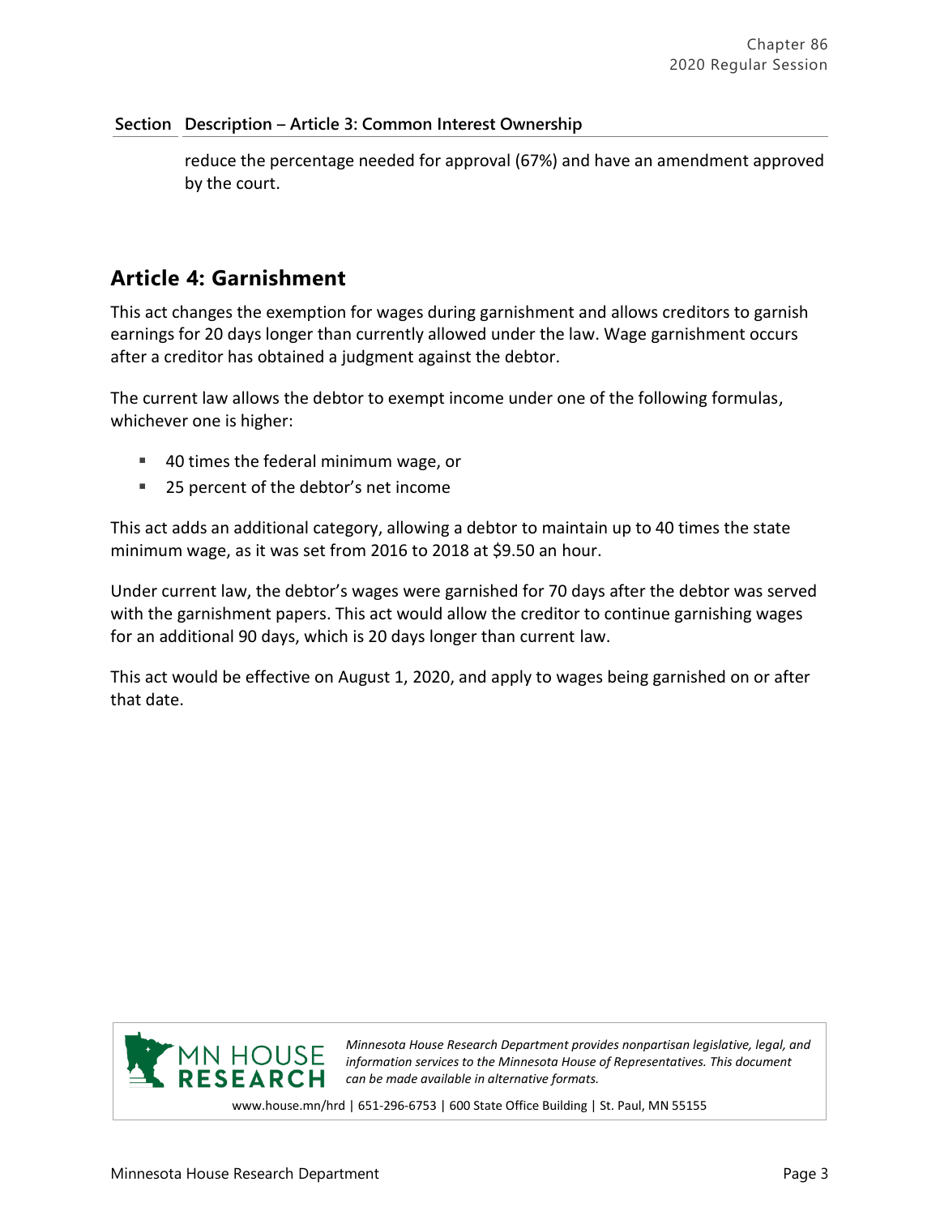| Section | Description – Article 3: Common Interest Ownership |
|---|---|
| | reduce the percentage needed for approval (67%) and have an amendment approved by the court. |

## Article 4: Garnishment

This act changes the exemption for wages during garnishment and allows creditors to garnish earnings for 20 days longer than currently allowed under the law. Wage garnishment occurs after a creditor has obtained a judgment against the debtor.

The current law allows the debtor to exempt income under one of the following formulas, whichever one is higher:

- 40 times the federal minimum wage, or
- 25 percent of the debtor's net income

This act adds an additional category, allowing a debtor to maintain up to 40 times the state minimum wage, as it was set from 2016 to 2018 at $9.50 an hour.

Under current law, the debtor's wages were garnished for 70 days after the debtor was served with the garnishment papers. This act would allow the creditor to continue garnishing wages for an additional 90 days, which is 20 days longer than current law.

This act would be effective on August 1, 2020, and apply to wages being garnished on or after that date.

MN HOUSE RESEARCH

*Minnesota House Research Department provides nonpartisan legislative, legal, and information services to the Minnesota House of Representatives. This document can be made available in alternative formats.*

www.house.mn/hrd | 651-296-6753 | 600 State Office Building | St. Paul, MN 55155